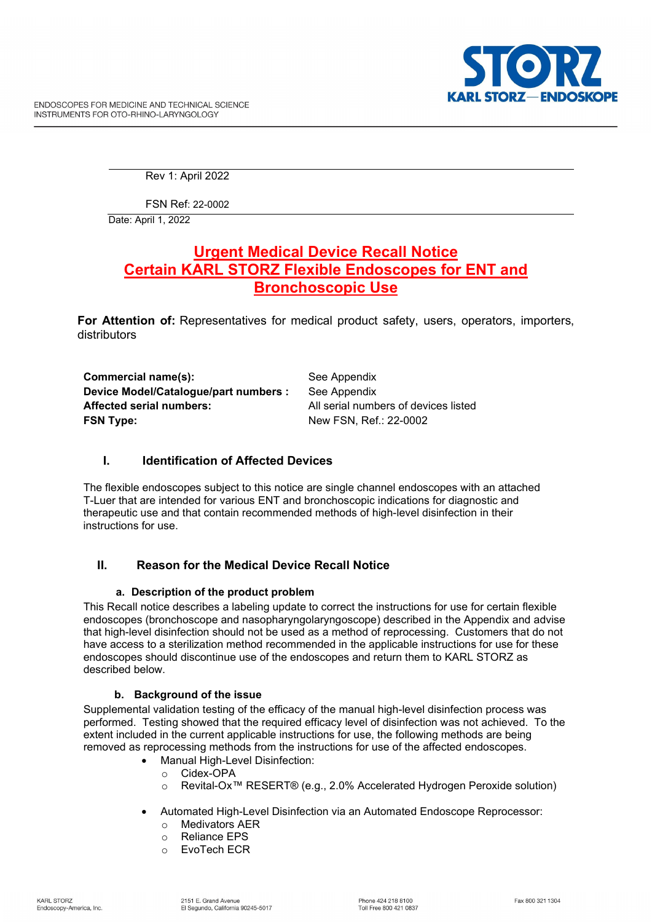Rev 1: April 2022

FSN Ref: 22-0002

Date: April 1, 2022

# Urgent Medical Device Recall Notice
# Certain KARL STORZ Flexible Endoscopes for ENT and Bronchoscopic Use

**For Attention of:** Representatives for medical product safety, users, operators, importers, distributors

| | |
|---|---|
| **Commercial name(s):** | See Appendix |
| **Device Model/Catalogue/part numbers :** | See Appendix |
| **Affected serial numbers:** | All serial numbers of devices listed |
| **FSN Type:** | New FSN, Ref.: 22-0002 |

## I. Identification of Affected Devices

The flexible endoscopes subject to this notice are single channel endoscopes with an attached T-Luer that are intended for various ENT and bronchoscopic indications for diagnostic and therapeutic use and that contain recommended methods of high-level disinfection in their instructions for use.

## II. Reason for the Medical Device Recall Notice

### a. Description of the product problem

This Recall notice describes a labeling update to correct the instructions for use for certain flexible endoscopes (bronchoscope and nasopharyngolaryngoscope) described in the Appendix and advise that high-level disinfection should not be used as a method of reprocessing. Customers that do not have access to a sterilization method recommended in the applicable instructions for use for these endoscopes should discontinue use of the endoscopes and return them to KARL STORZ as described below.

### b. Background of the issue

Supplemental validation testing of the efficacy of the manual high-level disinfection process was performed. Testing showed that the required efficacy level of disinfection was not achieved. To the extent included in the current applicable instructions for use, the following methods are being removed as reprocessing methods from the instructions for use of the affected endoscopes.

- Manual High-Level Disinfection:
  - Cidex-OPA
  - Revital-Ox™ RESERT® (e.g., 2.0% Accelerated Hydrogen Peroxide solution)

- Automated High-Level Disinfection via an Automated Endoscope Reprocessor:
  - Medivators AER
  - Reliance EPS
  - EvoTech ECR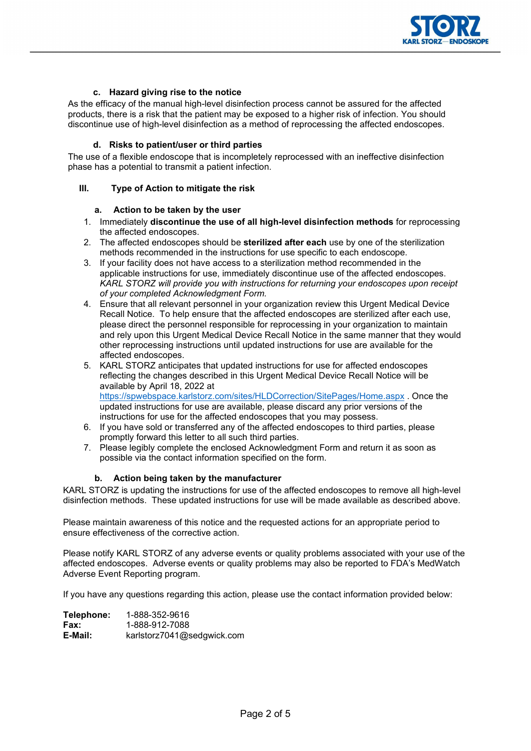#### c. Hazard giving rise to the notice

As the efficacy of the manual high-level disinfection process cannot be assured for the affected products, there is a risk that the patient may be exposed to a higher risk of infection. You should discontinue use of high-level disinfection as a method of reprocessing the affected endoscopes.

#### d. Risks to patient/user or third parties

The use of a flexible endoscope that is incompletely reprocessed with an ineffective disinfection phase has a potential to transmit a patient infection.

### III. Type of Action to mitigate the risk

#### a. Action to be taken by the user

1. Immediately **discontinue the use of all high-level disinfection methods** for reprocessing the affected endoscopes.
2. The affected endoscopes should be **sterilized after each** use by one of the sterilization methods recommended in the instructions for use specific to each endoscope.
3. If your facility does not have access to a sterilization method recommended in the applicable instructions for use, immediately discontinue use of the affected endoscopes. *KARL STORZ will provide you with instructions for returning your endoscopes upon receipt of your completed Acknowledgment Form.*
4. Ensure that all relevant personnel in your organization review this Urgent Medical Device Recall Notice. To help ensure that the affected endoscopes are sterilized after each use, please direct the personnel responsible for reprocessing in your organization to maintain and rely upon this Urgent Medical Device Recall Notice in the same manner that they would other reprocessing instructions until updated instructions for use are available for the affected endoscopes.
5. KARL STORZ anticipates that updated instructions for use for affected endoscopes reflecting the changes described in this Urgent Medical Device Recall Notice will be available by April 18, 2022 at https://spwebspace.karlstorz.com/sites/HLDCorrection/SitePages/Home.aspx . Once the updated instructions for use are available, please discard any prior versions of the instructions for use for the affected endoscopes that you may possess.
6. If you have sold or transferred any of the affected endoscopes to third parties, please promptly forward this letter to all such third parties.
7. Please legibly complete the enclosed Acknowledgment Form and return it as soon as possible via the contact information specified on the form.

#### b. Action being taken by the manufacturer

KARL STORZ is updating the instructions for use of the affected endoscopes to remove all high-level disinfection methods. These updated instructions for use will be made available as described above.

Please maintain awareness of this notice and the requested actions for an appropriate period to ensure effectiveness of the corrective action.

Please notify KARL STORZ of any adverse events or quality problems associated with your use of the affected endoscopes. Adverse events or quality problems may also be reported to FDA's MedWatch Adverse Event Reporting program.

If you have any questions regarding this action, please use the contact information provided below:

**Telephone:** 1-888-352-9616
**Fax:** 1-888-912-7088
**E-Mail:** karlstorz7041@sedgwick.com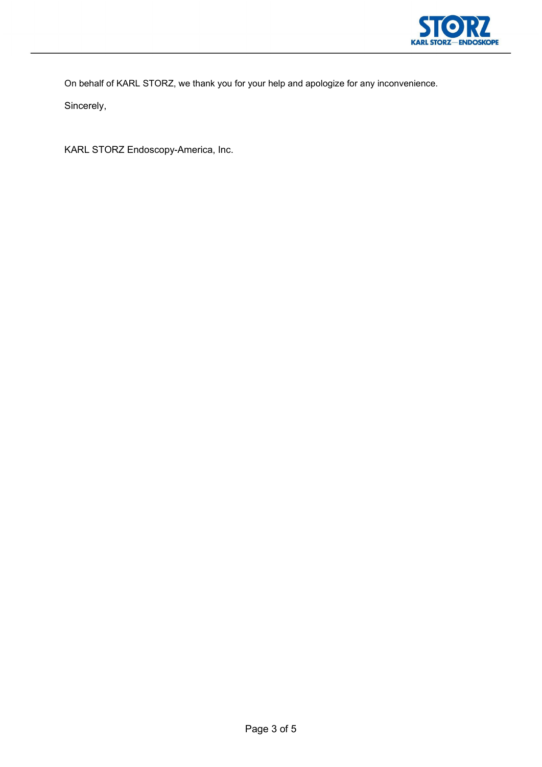On behalf of KARL STORZ, we thank you for your help and apologize for any inconvenience.

Sincerely,

KARL STORZ Endoscopy-America, Inc.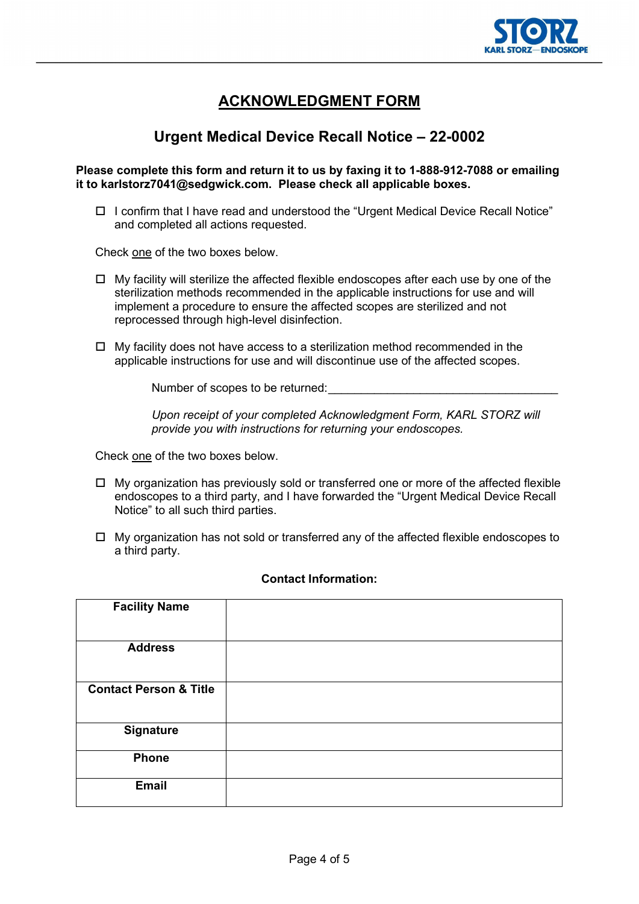# ACKNOWLEDGMENT FORM

## Urgent Medical Device Recall Notice – 22-0002

**Please complete this form and return it to us by faxing it to 1-888-912-7088 or emailing it to karlstorz7041@sedgwick.com. Please check all applicable boxes.**

- ☐ I confirm that I have read and understood the "Urgent Medical Device Recall Notice" and completed all actions requested.

Check one of the two boxes below.

- ☐ My facility will sterilize the affected flexible endoscopes after each use by one of the sterilization methods recommended in the applicable instructions for use and will implement a procedure to ensure the affected scopes are sterilized and not reprocessed through high-level disinfection.

- ☐ My facility does not have access to a sterilization method recommended in the applicable instructions for use and will discontinue use of the affected scopes.

  Number of scopes to be returned:____________________________________

  *Upon receipt of your completed Acknowledgment Form, KARL STORZ will provide you with instructions for returning your endoscopes.*

Check one of the two boxes below.

- ☐ My organization has previously sold or transferred one or more of the affected flexible endoscopes to a third party, and I have forwarded the "Urgent Medical Device Recall Notice" to all such third parties.

- ☐ My organization has not sold or transferred any of the affected flexible endoscopes to a third party.

**Contact Information:**

| | |
|---|---|
| **Facility Name** | |
| **Address** | |
| **Contact Person & Title** | |
| **Signature** | |
| **Phone** | |
| **Email** | |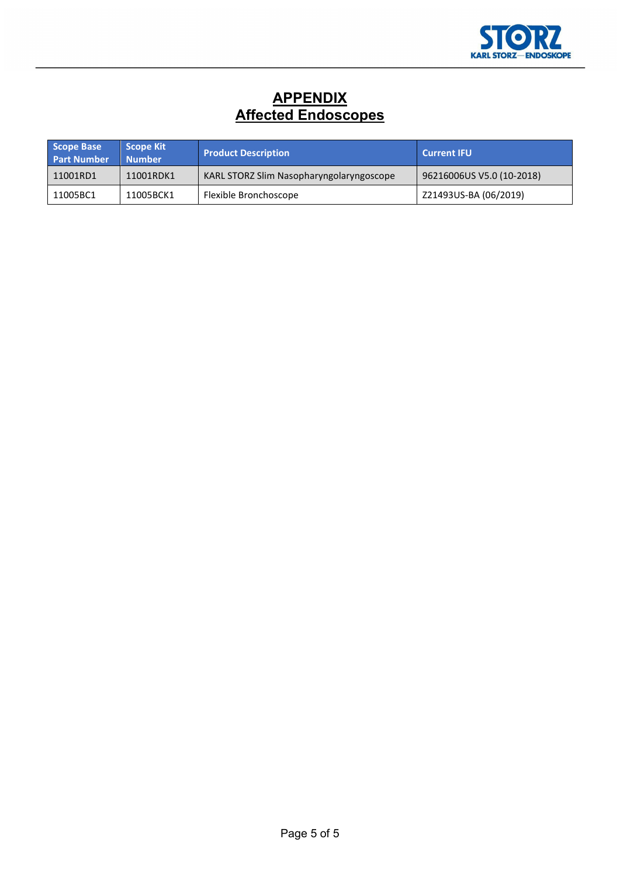# APPENDIX
## Affected Endoscopes

| Scope Base Part Number | Scope Kit Number | Product Description | Current IFU |
|---|---|---|---|
| 11001RD1 | 11001RDK1 | KARL STORZ Slim Nasopharyngolaryngoscope | 96216006US V5.0 (10-2018) |
| 11005BC1 | 11005BCK1 | Flexible Bronchoscope | Z21493US-BA (06/2019) |